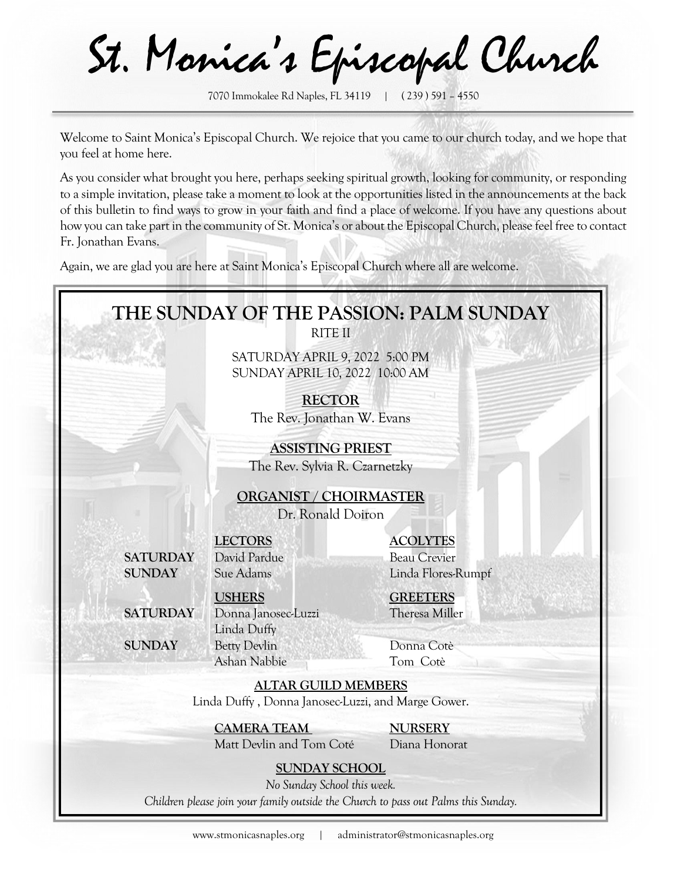# St. Monica's Episcopal Church

7070 Immokalee Rd Naples, FL 34119 | ( 239 ) 591 – 4550

Welcome to Saint Monica's Episcopal Church. We rejoice that you came to our church today, and we hope that you feel at home here.

As you consider what brought you here, perhaps seeking spiritual growth, looking for community, or responding to a simple invitation, please take a moment to look at the opportunities listed in the announcements at the back of this bulletin to find ways to grow in your faith and find a place of welcome. If you have any questions about how you can take part in the community of St. Monica's or about the Episcopal Church, please feel free to contact Fr. Jonathan Evans.

Again, we are glad you are here at Saint Monica's Episcopal Church where all are welcome.

## THE SUNDAY OF THE PASSION: PALM SUNDAY

RITE II

SATURDAY APRIL 9, 2022 5:00 PM
SUNDAY APRIL 10, 2022 10:00 AM

**RECTOR**
The Rev. Jonathan W. Evans

**ASSISTING PRIEST**
The Rev. Sylvia R. Czarnetzky

**ORGANIST / CHOIRMASTER**
Dr. Ronald Doiron

| | LECTORS | ACOLYTES |
|---|---|---|
| **SATURDAY** | David Pardue | Beau Crevier |
| **SUNDAY** | Sue Adams | Linda Flores-Rumpf |

| | USHERS | GREETERS |
|---|---|---|
| **SATURDAY** | Donna Janosec-Luzzi, Linda Duffy | Theresa Miller |
| **SUNDAY** | Betty Devlin, Ashan Nabbie | Donna Cotè, Tom Cotè |

**ALTAR GUILD MEMBERS**
Linda Duffy , Donna Janosec-Luzzi, and Marge Gower.

**CAMERA TEAM**
Matt Devlin and Tom Coté

**NURSERY**
Diana Honorat

**SUNDAY SCHOOL**
*No Sunday School this week.*
*Children please join your family outside the Church to pass out Palms this Sunday.*

www.stmonicasnaples.org | administrator@stmonicasnaples.org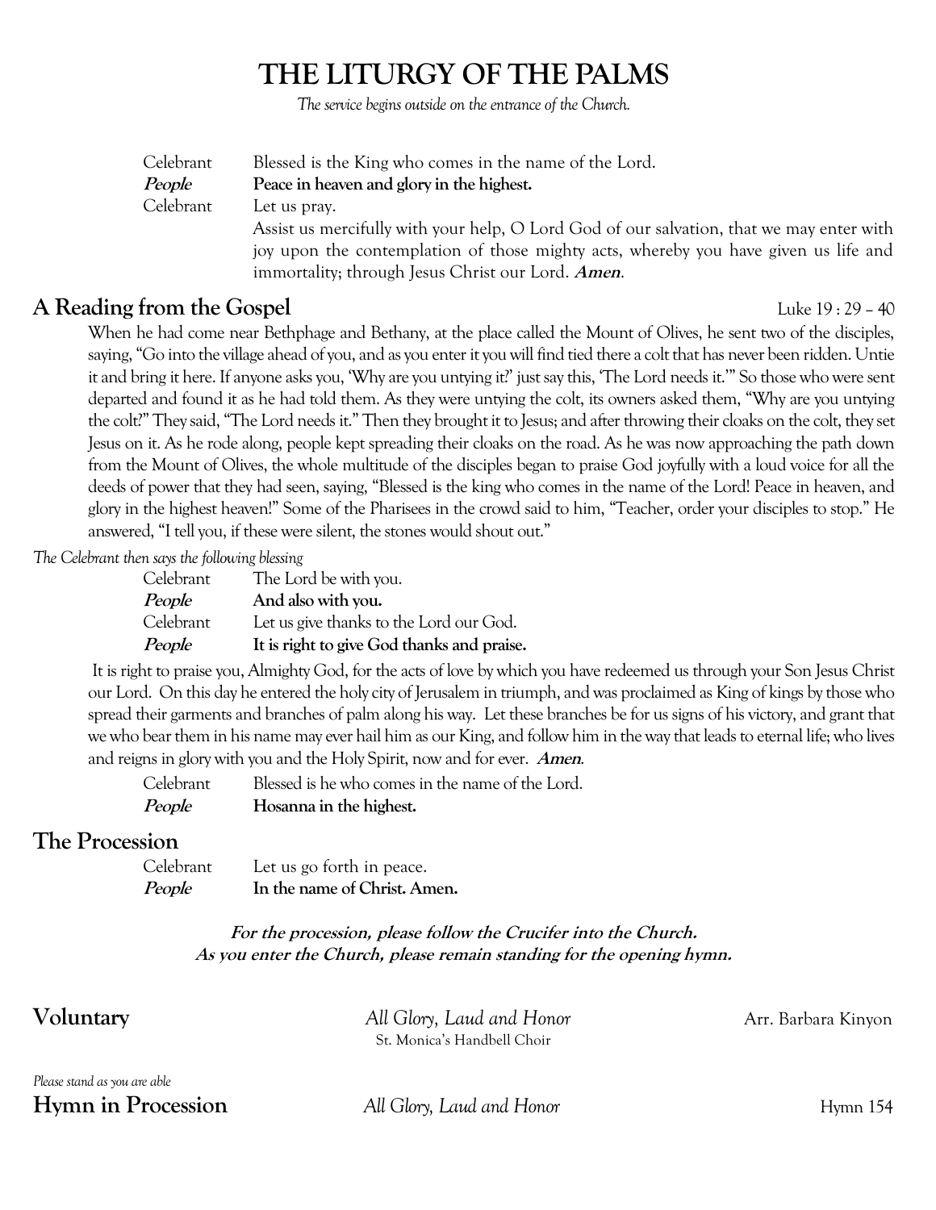# THE LITURGY OF THE PALMS

*The service begins outside on the entrance of the Church.*

Celebrant Blessed is the King who comes in the name of the Lord.

***People*** **Peace in heaven and glory in the highest.**

Celebrant Let us pray.

Assist us mercifully with your help, O Lord God of our salvation, that we may enter with joy upon the contemplation of those mighty acts, whereby you have given us life and immortality; through Jesus Christ our Lord. ***Amen***.

## A Reading from the Gospel

Luke 19 : 29 – 40

When he had come near Bethphage and Bethany, at the place called the Mount of Olives, he sent two of the disciples, saying, "Go into the village ahead of you, and as you enter it you will find tied there a colt that has never been ridden. Untie it and bring it here. If anyone asks you, 'Why are you untying it?' just say this, 'The Lord needs it.'" So those who were sent departed and found it as he had told them. As they were untying the colt, its owners asked them, "Why are you untying the colt?" They said, "The Lord needs it." Then they brought it to Jesus; and after throwing their cloaks on the colt, they set Jesus on it. As he rode along, people kept spreading their cloaks on the road. As he was now approaching the path down from the Mount of Olives, the whole multitude of the disciples began to praise God joyfully with a loud voice for all the deeds of power that they had seen, saying, "Blessed is the king who comes in the name of the Lord! Peace in heaven, and glory in the highest heaven!" Some of the Pharisees in the crowd said to him, "Teacher, order your disciples to stop." He answered, "I tell you, if these were silent, the stones would shout out."

*The Celebrant then says the following blessing*

Celebrant The Lord be with you.

***People*** **And also with you.**

Celebrant Let us give thanks to the Lord our God.

***People*** **It is right to give God thanks and praise.**

It is right to praise you, Almighty God, for the acts of love by which you have redeemed us through your Son Jesus Christ our Lord. On this day he entered the holy city of Jerusalem in triumph, and was proclaimed as King of kings by those who spread their garments and branches of palm along his way. Let these branches be for us signs of his victory, and grant that we who bear them in his name may ever hail him as our King, and follow him in the way that leads to eternal life; who lives and reigns in glory with you and the Holy Spirit, now and for ever. ***Amen***.

Celebrant Blessed is he who comes in the name of the Lord.

***People*** **Hosanna in the highest.**

## The Procession

Celebrant Let us go forth in peace.

***People*** **In the name of Christ. Amen.**

***For the procession, please follow the Crucifer into the Church.***
***As you enter the Church, please remain standing for the opening hymn.***

## Voluntary

*All Glory, Laud and Honor* — Arr. Barbara Kinyon

St. Monica's Handbell Choir

*Please stand as you are able*

## Hymn in Procession

*All Glory, Laud and Honor* — Hymn 154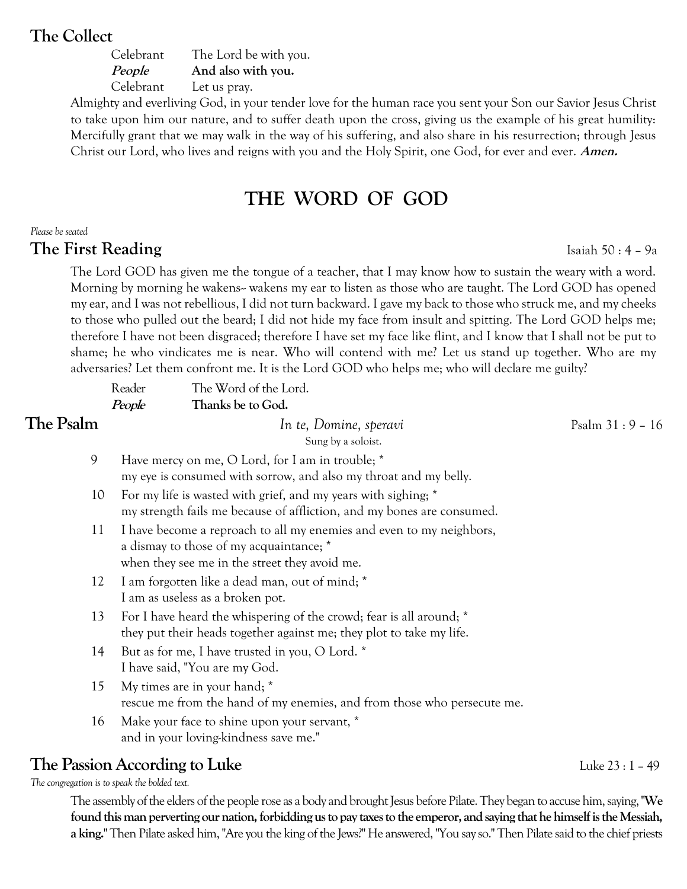## The Collect

Celebrant The Lord be with you.
***People*** **And also with you.**
Celebrant Let us pray.

Almighty and everliving God, in your tender love for the human race you sent your Son our Savior Jesus Christ to take upon him our nature, and to suffer death upon the cross, giving us the example of his great humility: Mercifully grant that we may walk in the way of his suffering, and also share in his resurrection; through Jesus Christ our Lord, who lives and reigns with you and the Holy Spirit, one God, for ever and ever. ***Amen.***

# THE WORD OF GOD

*Please be seated*

## The First Reading

Isaiah 50 : 4 – 9a

The Lord GOD has given me the tongue of a teacher, that I may know how to sustain the weary with a word. Morning by morning he wakens-- wakens my ear to listen as those who are taught. The Lord GOD has opened my ear, and I was not rebellious, I did not turn backward. I gave my back to those who struck me, and my cheeks to those who pulled out the beard; I did not hide my face from insult and spitting. The Lord GOD helps me; therefore I have not been disgraced; therefore I have set my face like flint, and I know that I shall not be put to shame; he who vindicates me is near. Who will contend with me? Let us stand up together. Who are my adversaries? Let them confront me. It is the Lord GOD who helps me; who will declare me guilty?

Reader The Word of the Lord.
***People*** **Thanks be to God.**

## The Psalm

*In te, Domine, speravi* — Psalm 31 : 9 – 16

Sung by a soloist.

9 Have mercy on me, O Lord, for I am in trouble; *
my eye is consumed with sorrow, and also my throat and my belly.

10 For my life is wasted with grief, and my years with sighing; *
my strength fails me because of affliction, and my bones are consumed.

11 I have become a reproach to all my enemies and even to my neighbors,
a dismay to those of my acquaintance; *
when they see me in the street they avoid me.

12 I am forgotten like a dead man, out of mind; *
I am as useless as a broken pot.

13 For I have heard the whispering of the crowd; fear is all around; *
they put their heads together against me; they plot to take my life.

14 But as for me, I have trusted in you, O Lord. *
I have said, "You are my God.

15 My times are in your hand; *
rescue me from the hand of my enemies, and from those who persecute me.

16 Make your face to shine upon your servant, *
and in your loving-kindness save me."

## The Passion According to Luke

Luke 23 : 1 – 49

*The congregation is to speak the bolded text.*

The assembly of the elders of the people rose as a body and brought Jesus before Pilate. They began to accuse him, saying, **"We found this man perverting our nation, forbidding us to pay taxes to the emperor, and saying that he himself is the Messiah, a king."** Then Pilate asked him, "Are you the king of the Jews?" He answered, "You say so." Then Pilate said to the chief priests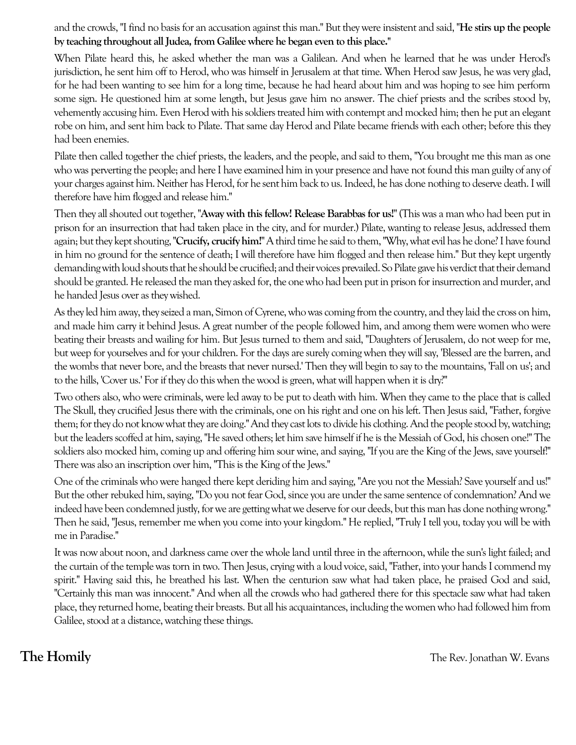and the crowds, "I find no basis for an accusation against this man." But they were insistent and said, "**He stirs up the people by teaching throughout all Judea, from Galilee where he began even to this place.**"

When Pilate heard this, he asked whether the man was a Galilean. And when he learned that he was under Herod's jurisdiction, he sent him off to Herod, who was himself in Jerusalem at that time. When Herod saw Jesus, he was very glad, for he had been wanting to see him for a long time, because he had heard about him and was hoping to see him perform some sign. He questioned him at some length, but Jesus gave him no answer. The chief priests and the scribes stood by, vehemently accusing him. Even Herod with his soldiers treated him with contempt and mocked him; then he put an elegant robe on him, and sent him back to Pilate. That same day Herod and Pilate became friends with each other; before this they had been enemies.

Pilate then called together the chief priests, the leaders, and the people, and said to them, "You brought me this man as one who was perverting the people; and here I have examined him in your presence and have not found this man guilty of any of your charges against him. Neither has Herod, for he sent him back to us. Indeed, he has done nothing to deserve death. I will therefore have him flogged and release him."

Then they all shouted out together, "**Away with this fellow! Release Barabbas for us!**" (This was a man who had been put in prison for an insurrection that had taken place in the city, and for murder.) Pilate, wanting to release Jesus, addressed them again; but they kept shouting, "**Crucify, crucify him!**" A third time he said to them, "Why, what evil has he done? I have found in him no ground for the sentence of death; I will therefore have him flogged and then release him." But they kept urgently demanding with loud shouts that he should be crucified; and their voices prevailed. So Pilate gave his verdict that their demand should be granted. He released the man they asked for, the one who had been put in prison for insurrection and murder, and he handed Jesus over as they wished.

As they led him away, they seized a man, Simon of Cyrene, who was coming from the country, and they laid the cross on him, and made him carry it behind Jesus. A great number of the people followed him, and among them were women who were beating their breasts and wailing for him. But Jesus turned to them and said, "Daughters of Jerusalem, do not weep for me, but weep for yourselves and for your children. For the days are surely coming when they will say, 'Blessed are the barren, and the wombs that never bore, and the breasts that never nursed.' Then they will begin to say to the mountains, 'Fall on us'; and to the hills, 'Cover us.' For if they do this when the wood is green, what will happen when it is dry?"

Two others also, who were criminals, were led away to be put to death with him. When they came to the place that is called The Skull, they crucified Jesus there with the criminals, one on his right and one on his left. Then Jesus said, "Father, forgive them; for they do not know what they are doing." And they cast lots to divide his clothing. And the people stood by, watching; but the leaders scoffed at him, saying, "He saved others; let him save himself if he is the Messiah of God, his chosen one!" The soldiers also mocked him, coming up and offering him sour wine, and saying, "If you are the King of the Jews, save yourself!" There was also an inscription over him, "This is the King of the Jews."

One of the criminals who were hanged there kept deriding him and saying, "Are you not the Messiah? Save yourself and us!" But the other rebuked him, saying, "Do you not fear God, since you are under the same sentence of condemnation? And we indeed have been condemned justly, for we are getting what we deserve for our deeds, but this man has done nothing wrong." Then he said, "Jesus, remember me when you come into your kingdom." He replied, "Truly I tell you, today you will be with me in Paradise."

It was now about noon, and darkness came over the whole land until three in the afternoon, while the sun's light failed; and the curtain of the temple was torn in two. Then Jesus, crying with a loud voice, said, "Father, into your hands I commend my spirit." Having said this, he breathed his last. When the centurion saw what had taken place, he praised God and said, "Certainly this man was innocent." And when all the crowds who had gathered there for this spectacle saw what had taken place, they returned home, beating their breasts. But all his acquaintances, including the women who had followed him from Galilee, stood at a distance, watching these things.

## The Homily

The Rev. Jonathan W. Evans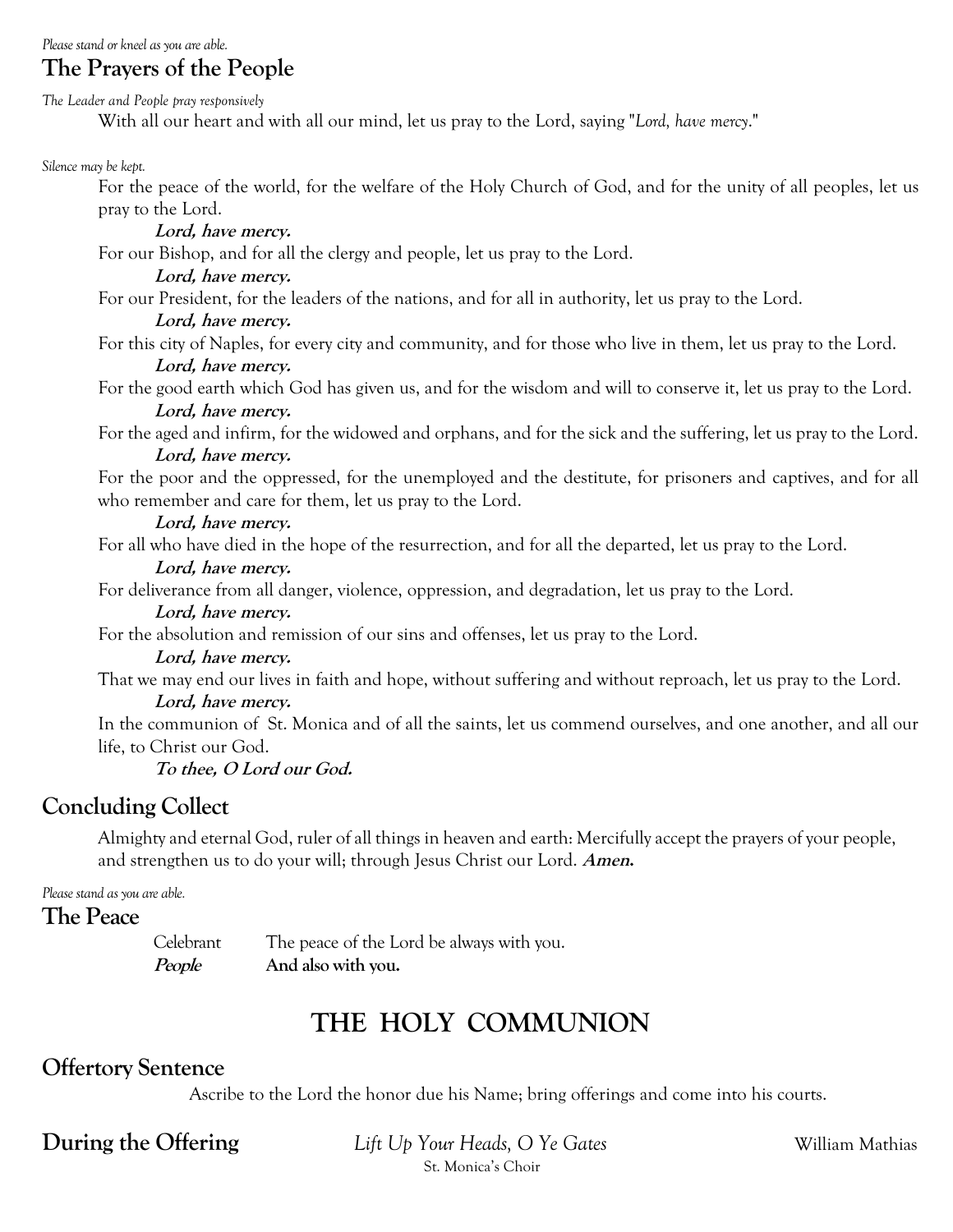*Please stand or kneel as you are able.*

## The Prayers of the People

*The Leader and People pray responsively*

With all our heart and with all our mind, let us pray to the Lord, saying "*Lord, have mercy*."

*Silence may be kept.*

For the peace of the world, for the welfare of the Holy Church of God, and for the unity of all peoples, let us pray to the Lord.

**Lord, have mercy.**

For our Bishop, and for all the clergy and people, let us pray to the Lord.

**Lord, have mercy.**

For our President, for the leaders of the nations, and for all in authority, let us pray to the Lord.

**Lord, have mercy.**

For this city of Naples, for every city and community, and for those who live in them, let us pray to the Lord.

**Lord, have mercy.**

For the good earth which God has given us, and for the wisdom and will to conserve it, let us pray to the Lord.

**Lord, have mercy.**

For the aged and infirm, for the widowed and orphans, and for the sick and the suffering, let us pray to the Lord.

**Lord, have mercy.**

For the poor and the oppressed, for the unemployed and the destitute, for prisoners and captives, and for all who remember and care for them, let us pray to the Lord.

**Lord, have mercy.**

For all who have died in the hope of the resurrection, and for all the departed, let us pray to the Lord.

**Lord, have mercy.**

For deliverance from all danger, violence, oppression, and degradation, let us pray to the Lord.

**Lord, have mercy.**

For the absolution and remission of our sins and offenses, let us pray to the Lord.

**Lord, have mercy.**

That we may end our lives in faith and hope, without suffering and without reproach, let us pray to the Lord.

**Lord, have mercy.**

In the communion of St. Monica and of all the saints, let us commend ourselves, and one another, and all our life, to Christ our God.

**To thee, O Lord our God.**

## Concluding Collect

Almighty and eternal God, ruler of all things in heaven and earth: Mercifully accept the prayers of your people, and strengthen us to do your will; through Jesus Christ our Lord. **Amen.**

*Please stand as you are able.*

## The Peace

Celebrant The peace of the Lord be always with you.

***People*** **And also with you.**

# THE HOLY COMMUNION

## Offertory Sentence

Ascribe to the Lord the honor due his Name; bring offerings and come into his courts.

## During the Offering

*Lift Up Your Heads, O Ye Gates* — William Mathias

St. Monica's Choir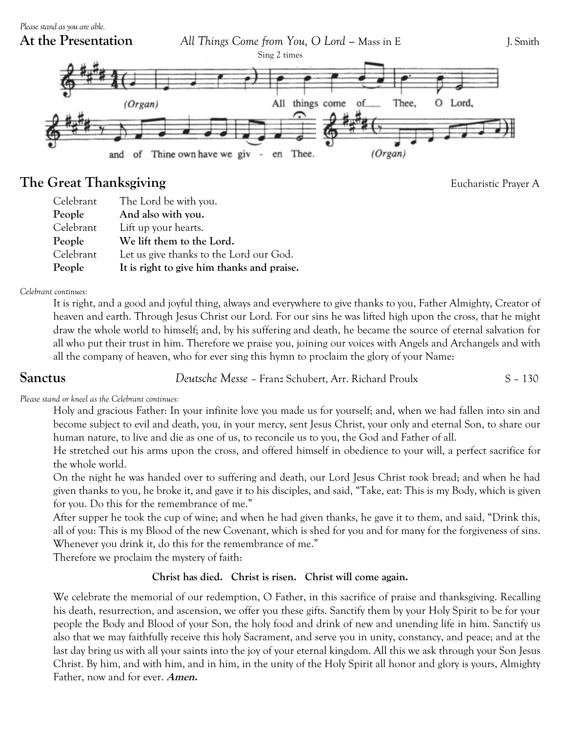*Please stand as you are able.*

## At the Presentation

*All Things Come from You, O Lord* – Mass in E — J. Smith

Sing 2 times

(Organ) All things come of Thee, O Lord, and of Thine own have we giv - en Thee. (Organ)

## The Great Thanksgiving

Eucharistic Prayer A

| | |
|---|---|
| Celebrant | The Lord be with you. |
| **People** | **And also with you.** |
| Celebrant | Lift up your hearts. |
| **People** | **We lift them to the Lord.** |
| Celebrant | Let us give thanks to the Lord our God. |
| **People** | **It is right to give him thanks and praise.** |

*Celebrant continues:*

It is right, and a good and joyful thing, always and everywhere to give thanks to you, Father Almighty, Creator of heaven and earth. Through Jesus Christ our Lord. For our sins he was lifted high upon the cross, that he might draw the whole world to himself; and, by his suffering and death, he became the source of eternal salvation for all who put their trust in him. Therefore we praise you, joining our voices with Angels and Archangels and with all the company of heaven, who for ever sing this hymn to proclaim the glory of your Name:

## Sanctus

*Deutsche Messe* – Franz Schubert, Arr. Richard Proulx — S – 130

*Please stand or kneel as the Celebrant continues:*

Holy and gracious Father: In your infinite love you made us for yourself; and, when we had fallen into sin and become subject to evil and death, you, in your mercy, sent Jesus Christ, your only and eternal Son, to share our human nature, to live and die as one of us, to reconcile us to you, the God and Father of all.

He stretched out his arms upon the cross, and offered himself in obedience to your will, a perfect sacrifice for the whole world.

On the night he was handed over to suffering and death, our Lord Jesus Christ took bread; and when he had given thanks to you, he broke it, and gave it to his disciples, and said, "Take, eat: This is my Body, which is given for you. Do this for the remembrance of me."

After supper he took the cup of wine; and when he had given thanks, he gave it to them, and said, "Drink this, all of you: This is my Blood of the new Covenant, which is shed for you and for many for the forgiveness of sins. Whenever you drink it, do this for the remembrance of me."

Therefore we proclaim the mystery of faith:

**Christ has died. Christ is risen. Christ will come again.**

We celebrate the memorial of our redemption, O Father, in this sacrifice of praise and thanksgiving. Recalling his death, resurrection, and ascension, we offer you these gifts. Sanctify them by your Holy Spirit to be for your people the Body and Blood of your Son, the holy food and drink of new and unending life in him. Sanctify us also that we may faithfully receive this holy Sacrament, and serve you in unity, constancy, and peace; and at the last day bring us with all your saints into the joy of your eternal kingdom. All this we ask through your Son Jesus Christ. By him, and with him, and in him, in the unity of the Holy Spirit all honor and glory is yours, Almighty Father, now and for ever. ***Amen.***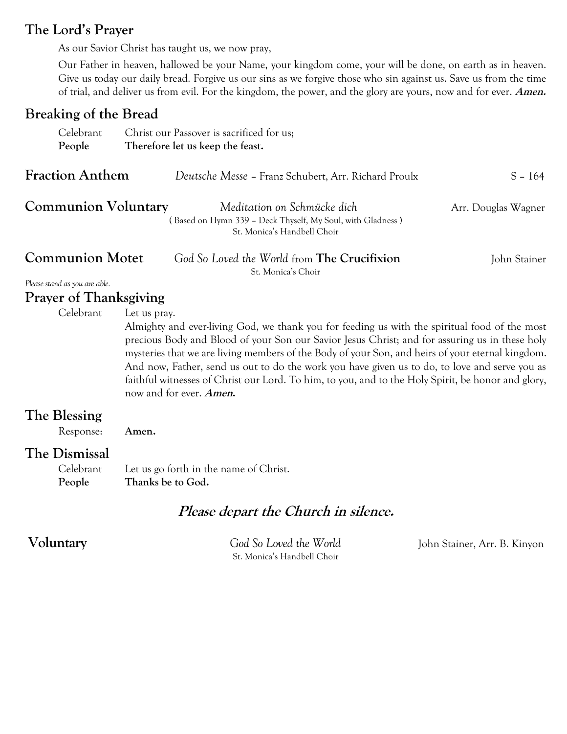## The Lord's Prayer

As our Savior Christ has taught us, we now pray,

Our Father in heaven, hallowed be your Name, your kingdom come, your will be done, on earth as in heaven. Give us today our daily bread. Forgive us our sins as we forgive those who sin against us. Save us from the time of trial, and deliver us from evil. For the kingdom, the power, and the glory are yours, now and for ever. ***Amen.***

## Breaking of the Bread

Celebrant Christ our Passover is sacrificed for us;
**People** **Therefore let us keep the feast.**

## Fraction Anthem

*Deutsche Messe* – Franz Schubert, Arr. Richard Proulx — S – 164

## Communion Voluntary

*Meditation on Schmücke dich* — Arr. Douglas Wagner
( Based on Hymn 339 – Deck Thyself, My Soul, with Gladness )
St. Monica's Handbell Choir

## Communion Motet

*God So Loved the World* from **The Crucifixion** — John Stainer
St. Monica's Choir

*Please stand as you are able.*

## Prayer of Thanksgiving

Celebrant Let us pray.
Almighty and ever-living God, we thank you for feeding us with the spiritual food of the most precious Body and Blood of your Son our Savior Jesus Christ; and for assuring us in these holy mysteries that we are living members of the Body of your Son, and heirs of your eternal kingdom. And now, Father, send us out to do the work you have given us to do, to love and serve you as faithful witnesses of Christ our Lord. To him, to you, and to the Holy Spirit, be honor and glory, now and for ever. ***Amen.***

## The Blessing

Response: **Amen.**

## The Dismissal

Celebrant Let us go forth in the name of Christ.
**People** **Thanks be to God.**

***Please depart the Church in silence.***

## Voluntary

*God So Loved the World* — John Stainer, Arr. B. Kinyon
St. Monica's Handbell Choir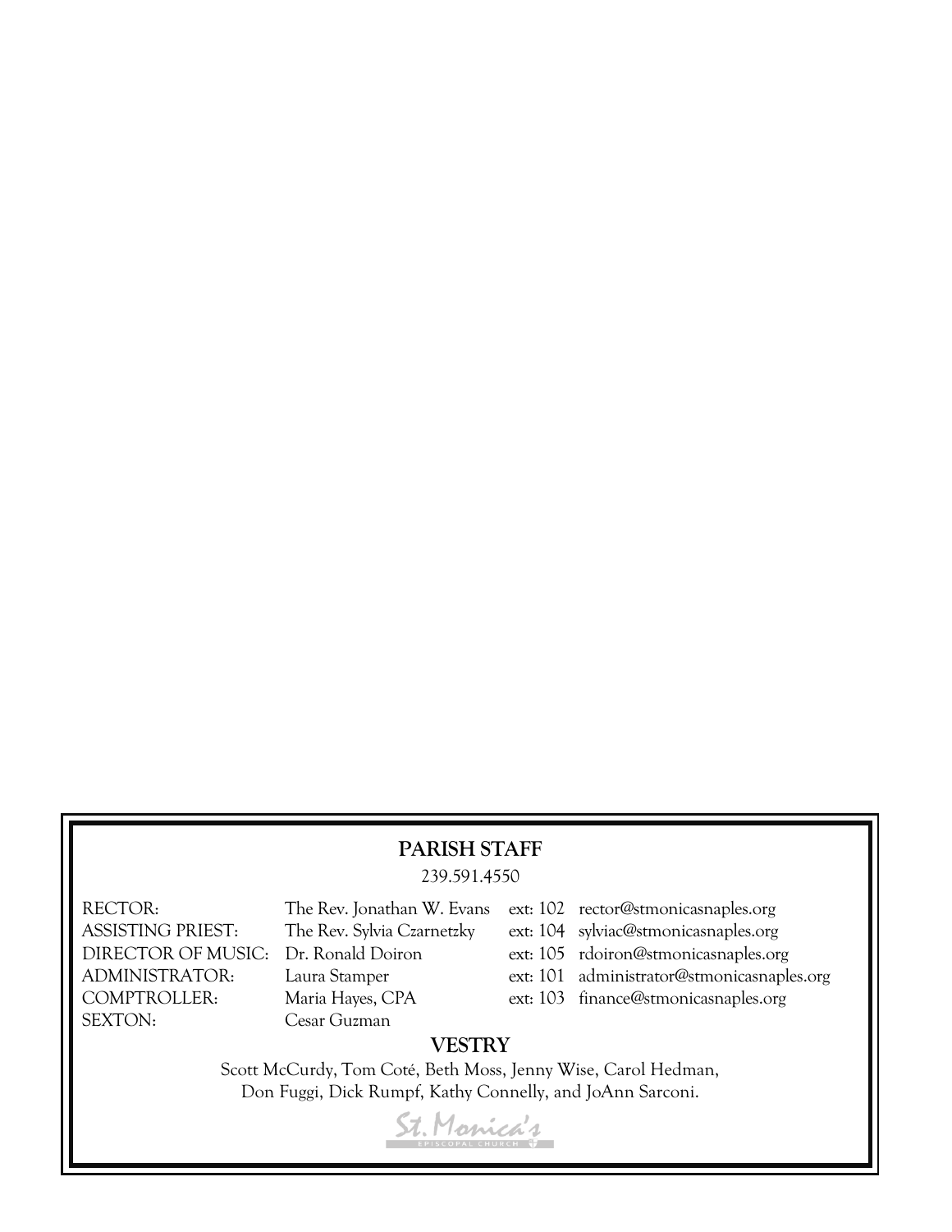## PARISH STAFF

239.591.4550

| | | | |
|---|---|---|---|
| RECTOR: | The Rev. Jonathan W. Evans | ext: 102 | rector@stmonicasnaples.org |
| ASSISTING PRIEST: | The Rev. Sylvia Czarnetzky | ext: 104 | sylviac@stmonicasnaples.org |
| DIRECTOR OF MUSIC: | Dr. Ronald Doiron | ext: 105 | rdoiron@stmonicasnaples.org |
| ADMINISTRATOR: | Laura Stamper | ext: 101 | administrator@stmonicasnaples.org |
| COMPTROLLER: | Maria Hayes, CPA | ext: 103 | finance@stmonicasnaples.org |
| SEXTON: | Cesar Guzman | | |

## VESTRY

Scott McCurdy, Tom Coté, Beth Moss, Jenny Wise, Carol Hedman, Don Fuggi, Dick Rumpf, Kathy Connelly, and JoAnn Sarconi.

St. Monica's
EPISCOPAL CHURCH